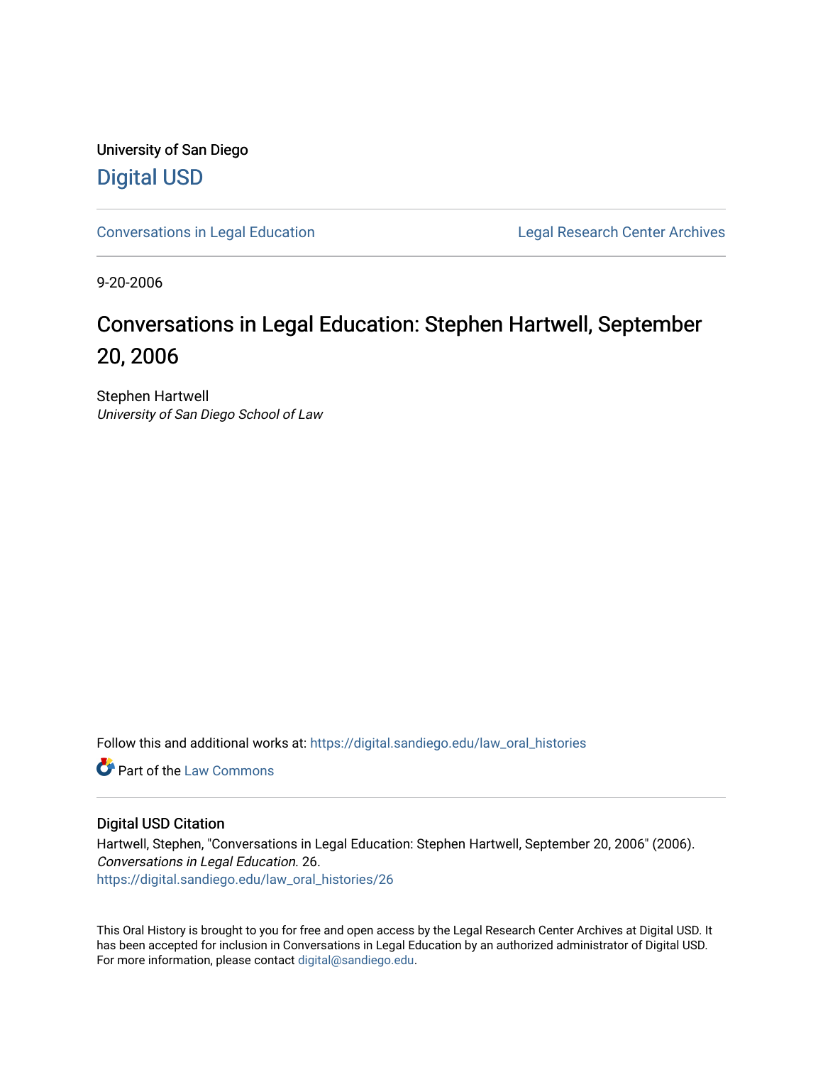University of San Diego

# Digital USD

Conversations in Legal Education | Legal Research Center Archives

9-20-2006

## Conversations in Legal Education: Stephen Hartwell, September 20, 2006

Stephen Hartwell

*University of San Diego School of Law*

Follow this and additional works at: https://digital.sandiego.edu/law_oral_histories

Part of the Law Commons

### Digital USD Citation

Hartwell, Stephen, "Conversations in Legal Education: Stephen Hartwell, September 20, 2006" (2006). *Conversations in Legal Education*. 26.
https://digital.sandiego.edu/law_oral_histories/26

This Oral History is brought to you for free and open access by the Legal Research Center Archives at Digital USD. It has been accepted for inclusion in Conversations in Legal Education by an authorized administrator of Digital USD. For more information, please contact digital@sandiego.edu.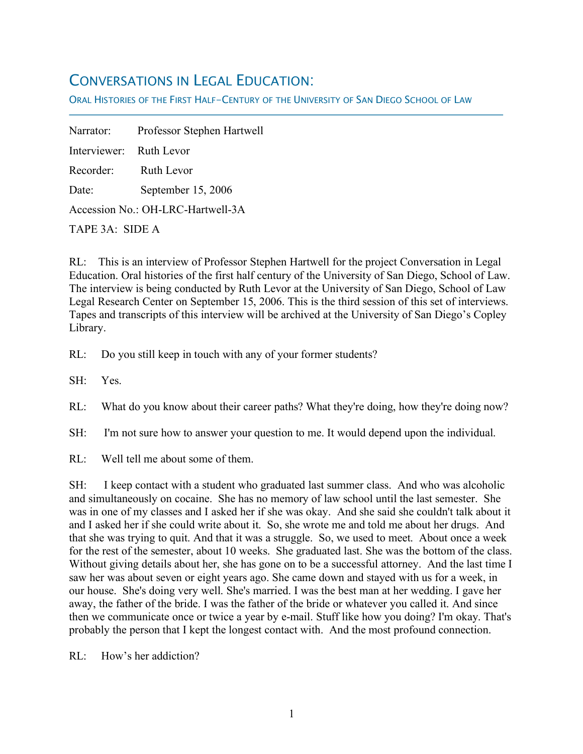# Conversations in Legal Education:

Oral Histories of the First Half-Century of the University of San Diego School of Law

Narrator: Professor Stephen Hartwell

Interviewer: Ruth Levor

Recorder: Ruth Levor

Date: September 15, 2006

Accession No.: OH-LRC-Hartwell-3A

TAPE 3A: SIDE A

RL: This is an interview of Professor Stephen Hartwell for the project Conversation in Legal Education. Oral histories of the first half century of the University of San Diego, School of Law. The interview is being conducted by Ruth Levor at the University of San Diego, School of Law Legal Research Center on September 15, 2006. This is the third session of this set of interviews. Tapes and transcripts of this interview will be archived at the University of San Diego's Copley Library.

RL: Do you still keep in touch with any of your former students?

SH: Yes.

RL: What do you know about their career paths? What they're doing, how they're doing now?

SH: I'm not sure how to answer your question to me. It would depend upon the individual.

RL: Well tell me about some of them.

SH: I keep contact with a student who graduated last summer class. And who was alcoholic and simultaneously on cocaine. She has no memory of law school until the last semester. She was in one of my classes and I asked her if she was okay. And she said she couldn't talk about it and I asked her if she could write about it. So, she wrote me and told me about her drugs. And that she was trying to quit. And that it was a struggle. So, we used to meet. About once a week for the rest of the semester, about 10 weeks. She graduated last. She was the bottom of the class. Without giving details about her, she has gone on to be a successful attorney. And the last time I saw her was about seven or eight years ago. She came down and stayed with us for a week, in our house. She's doing very well. She's married. I was the best man at her wedding. I gave her away, the father of the bride. I was the father of the bride or whatever you called it. And since then we communicate once or twice a year by e-mail. Stuff like how you doing? I'm okay. That's probably the person that I kept the longest contact with. And the most profound connection.

RL: How's her addiction?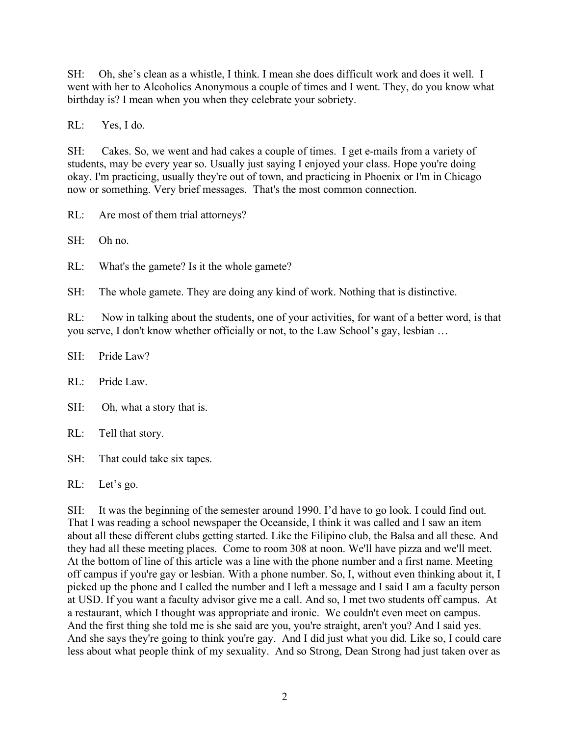SH: Oh, she's clean as a whistle, I think. I mean she does difficult work and does it well. I went with her to Alcoholics Anonymous a couple of times and I went. They, do you know what birthday is? I mean when you when they celebrate your sobriety.

RL: Yes, I do.

SH: Cakes. So, we went and had cakes a couple of times. I get e-mails from a variety of students, may be every year so. Usually just saying I enjoyed your class. Hope you're doing okay. I'm practicing, usually they're out of town, and practicing in Phoenix or I'm in Chicago now or something. Very brief messages. That's the most common connection.

RL: Are most of them trial attorneys?

SH: Oh no.

RL: What's the gamete? Is it the whole gamete?

SH: The whole gamete. They are doing any kind of work. Nothing that is distinctive.

RL: Now in talking about the students, one of your activities, for want of a better word, is that you serve, I don't know whether officially or not, to the Law School's gay, lesbian …

SH: Pride Law?

RL: Pride Law.

SH: Oh, what a story that is.

RL: Tell that story.

SH: That could take six tapes.

RL: Let's go.

SH: It was the beginning of the semester around 1990. I'd have to go look. I could find out. That I was reading a school newspaper the Oceanside, I think it was called and I saw an item about all these different clubs getting started. Like the Filipino club, the Balsa and all these. And they had all these meeting places. Come to room 308 at noon. We'll have pizza and we'll meet. At the bottom of line of this article was a line with the phone number and a first name. Meeting off campus if you're gay or lesbian. With a phone number. So, I, without even thinking about it, I picked up the phone and I called the number and I left a message and I said I am a faculty person at USD. If you want a faculty advisor give me a call. And so, I met two students off campus. At a restaurant, which I thought was appropriate and ironic. We couldn't even meet on campus. And the first thing she told me is she said are you, you're straight, aren't you? And I said yes. And she says they're going to think you're gay. And I did just what you did. Like so, I could care less about what people think of my sexuality. And so Strong, Dean Strong had just taken over as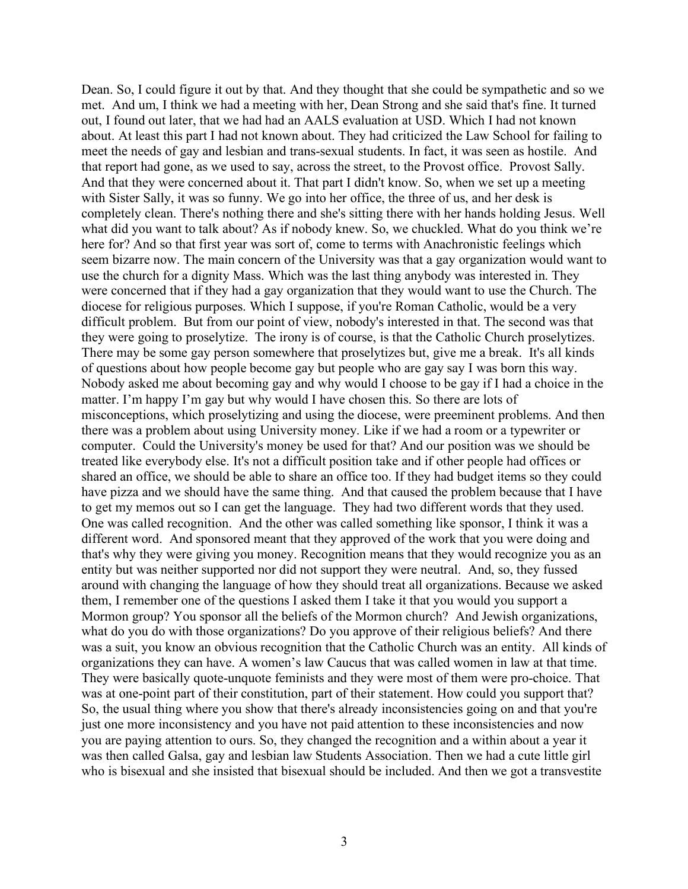Dean. So, I could figure it out by that. And they thought that she could be sympathetic and so we met. And um, I think we had a meeting with her, Dean Strong and she said that's fine. It turned out, I found out later, that we had had an AALS evaluation at USD. Which I had not known about. At least this part I had not known about. They had criticized the Law School for failing to meet the needs of gay and lesbian and trans-sexual students. In fact, it was seen as hostile. And that report had gone, as we used to say, across the street, to the Provost office. Provost Sally. And that they were concerned about it. That part I didn't know. So, when we set up a meeting with Sister Sally, it was so funny. We go into her office, the three of us, and her desk is completely clean. There's nothing there and she's sitting there with her hands holding Jesus. Well what did you want to talk about? As if nobody knew. So, we chuckled. What do you think we're here for? And so that first year was sort of, come to terms with Anachronistic feelings which seem bizarre now. The main concern of the University was that a gay organization would want to use the church for a dignity Mass. Which was the last thing anybody was interested in. They were concerned that if they had a gay organization that they would want to use the Church. The diocese for religious purposes. Which I suppose, if you're Roman Catholic, would be a very difficult problem. But from our point of view, nobody's interested in that. The second was that they were going to proselytize. The irony is of course, is that the Catholic Church proselytizes. There may be some gay person somewhere that proselytizes but, give me a break. It's all kinds of questions about how people become gay but people who are gay say I was born this way. Nobody asked me about becoming gay and why would I choose to be gay if I had a choice in the matter. I'm happy I'm gay but why would I have chosen this. So there are lots of misconceptions, which proselytizing and using the diocese, were preeminent problems. And then there was a problem about using University money. Like if we had a room or a typewriter or computer. Could the University's money be used for that? And our position was we should be treated like everybody else. It's not a difficult position take and if other people had offices or shared an office, we should be able to share an office too. If they had budget items so they could have pizza and we should have the same thing. And that caused the problem because that I have to get my memos out so I can get the language. They had two different words that they used. One was called recognition. And the other was called something like sponsor, I think it was a different word. And sponsored meant that they approved of the work that you were doing and that's why they were giving you money. Recognition means that they would recognize you as an entity but was neither supported nor did not support they were neutral. And, so, they fussed around with changing the language of how they should treat all organizations. Because we asked them, I remember one of the questions I asked them I take it that you would you support a Mormon group? You sponsor all the beliefs of the Mormon church? And Jewish organizations, what do you do with those organizations? Do you approve of their religious beliefs? And there was a suit, you know an obvious recognition that the Catholic Church was an entity. All kinds of organizations they can have. A women's law Caucus that was called women in law at that time. They were basically quote-unquote feminists and they were most of them were pro-choice. That was at one-point part of their constitution, part of their statement. How could you support that? So, the usual thing where you show that there's already inconsistencies going on and that you're just one more inconsistency and you have not paid attention to these inconsistencies and now you are paying attention to ours. So, they changed the recognition and a within about a year it was then called Galsa, gay and lesbian law Students Association. Then we had a cute little girl who is bisexual and she insisted that bisexual should be included. And then we got a transvestite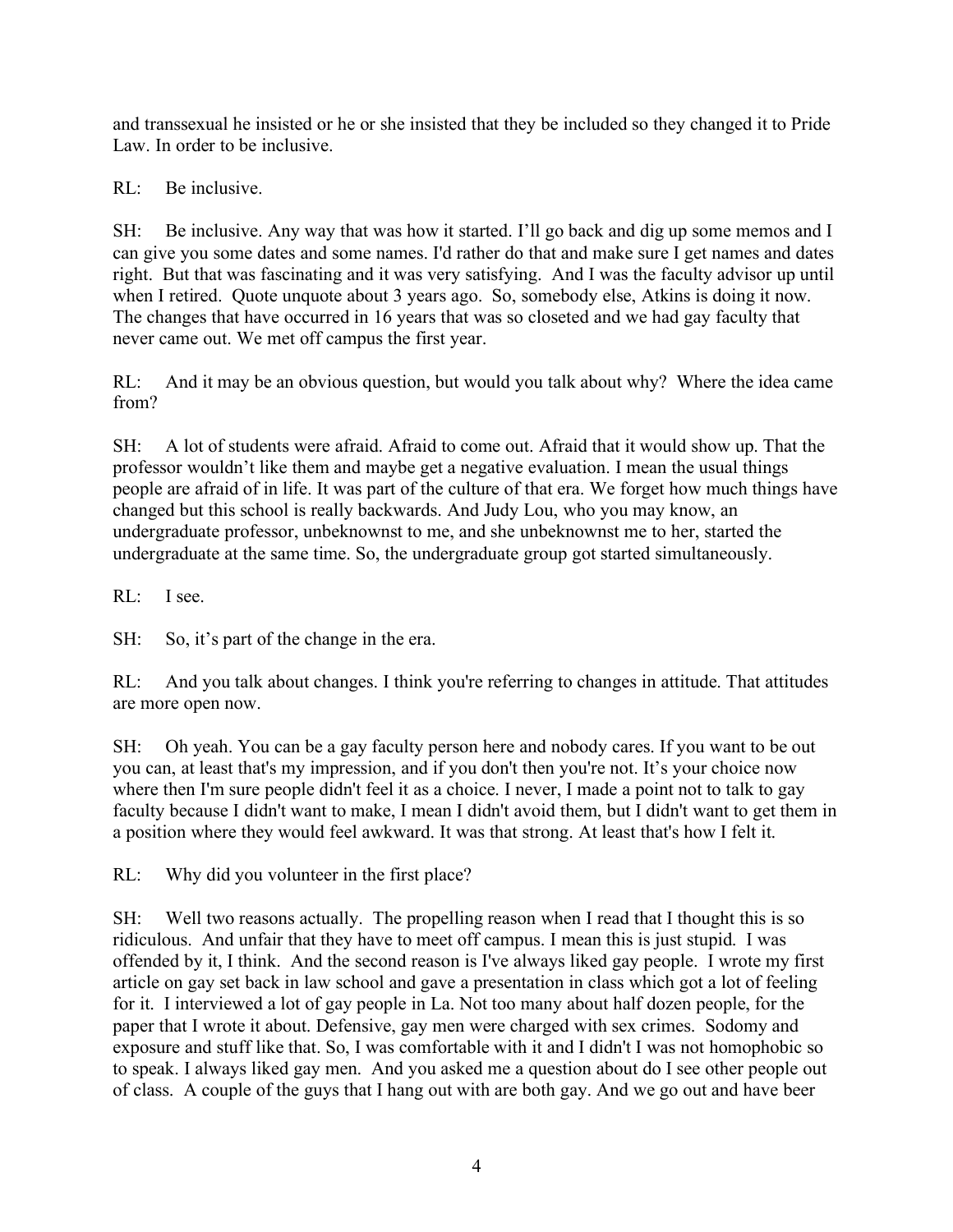and transsexual he insisted or he or she insisted that they be included so they changed it to Pride Law. In order to be inclusive.

RL: Be inclusive.

SH: Be inclusive. Any way that was how it started. I'll go back and dig up some memos and I can give you some dates and some names. I'd rather do that and make sure I get names and dates right. But that was fascinating and it was very satisfying. And I was the faculty advisor up until when I retired. Quote unquote about 3 years ago. So, somebody else, Atkins is doing it now. The changes that have occurred in 16 years that was so closeted and we had gay faculty that never came out. We met off campus the first year.

RL: And it may be an obvious question, but would you talk about why? Where the idea came from?

SH: A lot of students were afraid. Afraid to come out. Afraid that it would show up. That the professor wouldn't like them and maybe get a negative evaluation. I mean the usual things people are afraid of in life. It was part of the culture of that era. We forget how much things have changed but this school is really backwards. And Judy Lou, who you may know, an undergraduate professor, unbeknownst to me, and she unbeknownst me to her, started the undergraduate at the same time. So, the undergraduate group got started simultaneously.

RL: I see.

SH: So, it's part of the change in the era.

RL: And you talk about changes. I think you're referring to changes in attitude. That attitudes are more open now.

SH: Oh yeah. You can be a gay faculty person here and nobody cares. If you want to be out you can, at least that's my impression, and if you don't then you're not. It's your choice now where then I'm sure people didn't feel it as a choice. I never, I made a point not to talk to gay faculty because I didn't want to make, I mean I didn't avoid them, but I didn't want to get them in a position where they would feel awkward. It was that strong. At least that's how I felt it.

RL: Why did you volunteer in the first place?

SH: Well two reasons actually. The propelling reason when I read that I thought this is so ridiculous. And unfair that they have to meet off campus. I mean this is just stupid. I was offended by it, I think. And the second reason is I've always liked gay people. I wrote my first article on gay set back in law school and gave a presentation in class which got a lot of feeling for it. I interviewed a lot of gay people in La. Not too many about half dozen people, for the paper that I wrote it about. Defensive, gay men were charged with sex crimes. Sodomy and exposure and stuff like that. So, I was comfortable with it and I didn't I was not homophobic so to speak. I always liked gay men. And you asked me a question about do I see other people out of class. A couple of the guys that I hang out with are both gay. And we go out and have beer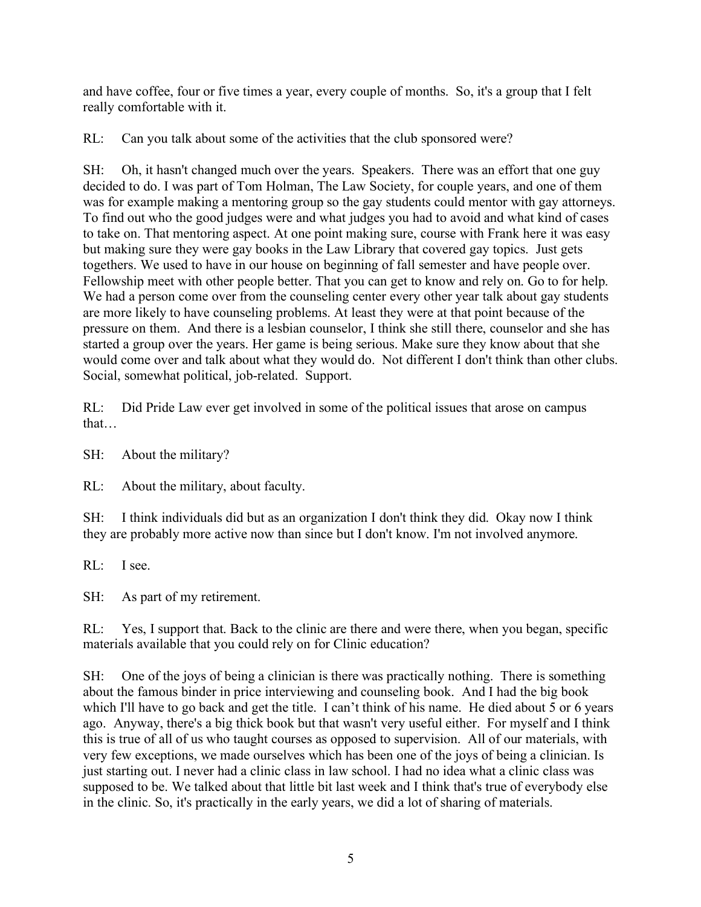and have coffee, four or five times a year, every couple of months. So, it's a group that I felt really comfortable with it.

RL: Can you talk about some of the activities that the club sponsored were?

SH: Oh, it hasn't changed much over the years. Speakers. There was an effort that one guy decided to do. I was part of Tom Holman, The Law Society, for couple years, and one of them was for example making a mentoring group so the gay students could mentor with gay attorneys. To find out who the good judges were and what judges you had to avoid and what kind of cases to take on. That mentoring aspect. At one point making sure, course with Frank here it was easy but making sure they were gay books in the Law Library that covered gay topics. Just gets togethers. We used to have in our house on beginning of fall semester and have people over. Fellowship meet with other people better. That you can get to know and rely on. Go to for help. We had a person come over from the counseling center every other year talk about gay students are more likely to have counseling problems. At least they were at that point because of the pressure on them. And there is a lesbian counselor, I think she still there, counselor and she has started a group over the years. Her game is being serious. Make sure they know about that she would come over and talk about what they would do. Not different I don't think than other clubs. Social, somewhat political, job-related. Support.

RL: Did Pride Law ever get involved in some of the political issues that arose on campus that…

SH: About the military?

RL: About the military, about faculty.

SH: I think individuals did but as an organization I don't think they did. Okay now I think they are probably more active now than since but I don't know. I'm not involved anymore.

RL: I see.

SH: As part of my retirement.

RL: Yes, I support that. Back to the clinic are there and were there, when you began, specific materials available that you could rely on for Clinic education?

SH: One of the joys of being a clinician is there was practically nothing. There is something about the famous binder in price interviewing and counseling book. And I had the big book which I'll have to go back and get the title. I can't think of his name. He died about 5 or 6 years ago. Anyway, there's a big thick book but that wasn't very useful either. For myself and I think this is true of all of us who taught courses as opposed to supervision. All of our materials, with very few exceptions, we made ourselves which has been one of the joys of being a clinician. Is just starting out. I never had a clinic class in law school. I had no idea what a clinic class was supposed to be. We talked about that little bit last week and I think that's true of everybody else in the clinic. So, it's practically in the early years, we did a lot of sharing of materials.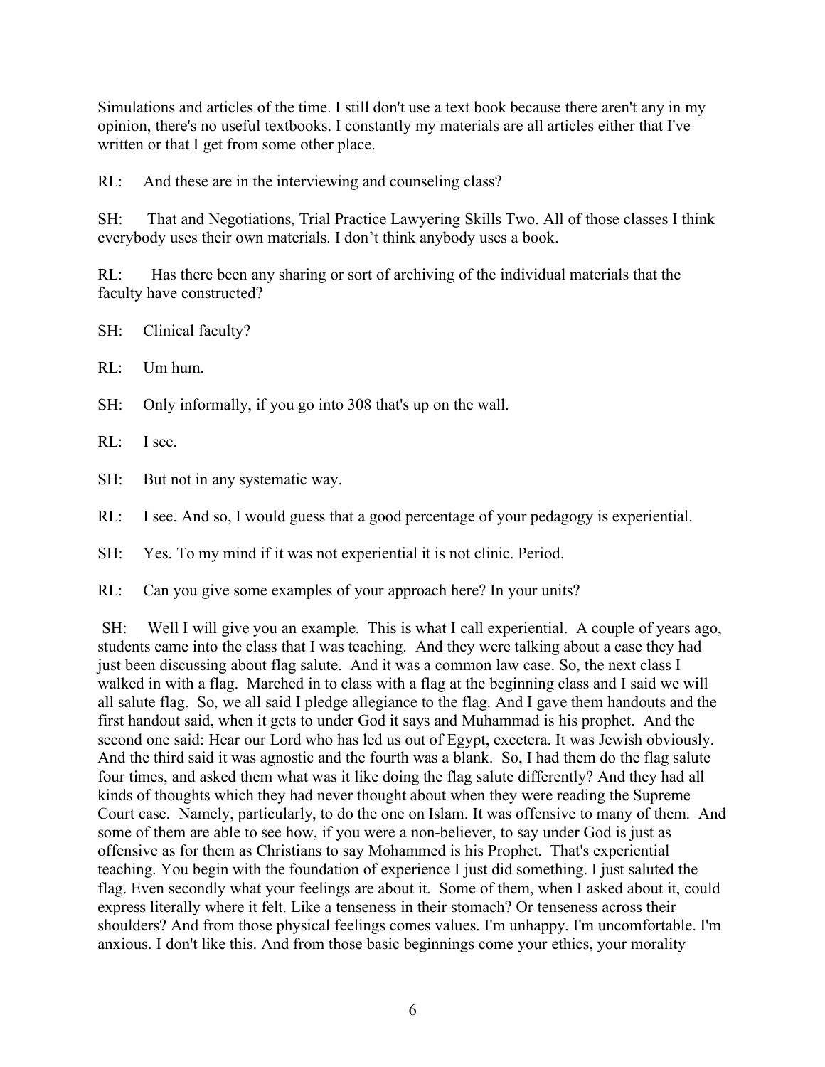Simulations and articles of the time. I still don't use a text book because there aren't any in my opinion, there's no useful textbooks. I constantly my materials are all articles either that I've written or that I get from some other place.

RL: And these are in the interviewing and counseling class?

SH: That and Negotiations, Trial Practice Lawyering Skills Two. All of those classes I think everybody uses their own materials. I don't think anybody uses a book.

RL: Has there been any sharing or sort of archiving of the individual materials that the faculty have constructed?

SH: Clinical faculty?

RL: Um hum.

SH: Only informally, if you go into 308 that's up on the wall.

RL: I see.

SH: But not in any systematic way.

RL: I see. And so, I would guess that a good percentage of your pedagogy is experiential.

SH: Yes. To my mind if it was not experiential it is not clinic. Period.

RL: Can you give some examples of your approach here? In your units?

SH: Well I will give you an example. This is what I call experiential. A couple of years ago, students came into the class that I was teaching. And they were talking about a case they had just been discussing about flag salute. And it was a common law case. So, the next class I walked in with a flag. Marched in to class with a flag at the beginning class and I said we will all salute flag. So, we all said I pledge allegiance to the flag. And I gave them handouts and the first handout said, when it gets to under God it says and Muhammad is his prophet. And the second one said: Hear our Lord who has led us out of Egypt, excetera. It was Jewish obviously. And the third said it was agnostic and the fourth was a blank. So, I had them do the flag salute four times, and asked them what was it like doing the flag salute differently? And they had all kinds of thoughts which they had never thought about when they were reading the Supreme Court case. Namely, particularly, to do the one on Islam. It was offensive to many of them. And some of them are able to see how, if you were a non-believer, to say under God is just as offensive as for them as Christians to say Mohammed is his Prophet. That's experiential teaching. You begin with the foundation of experience I just did something. I just saluted the flag. Even secondly what your feelings are about it. Some of them, when I asked about it, could express literally where it felt. Like a tenseness in their stomach? Or tenseness across their shoulders? And from those physical feelings comes values. I'm unhappy. I'm uncomfortable. I'm anxious. I don't like this. And from those basic beginnings come your ethics, your morality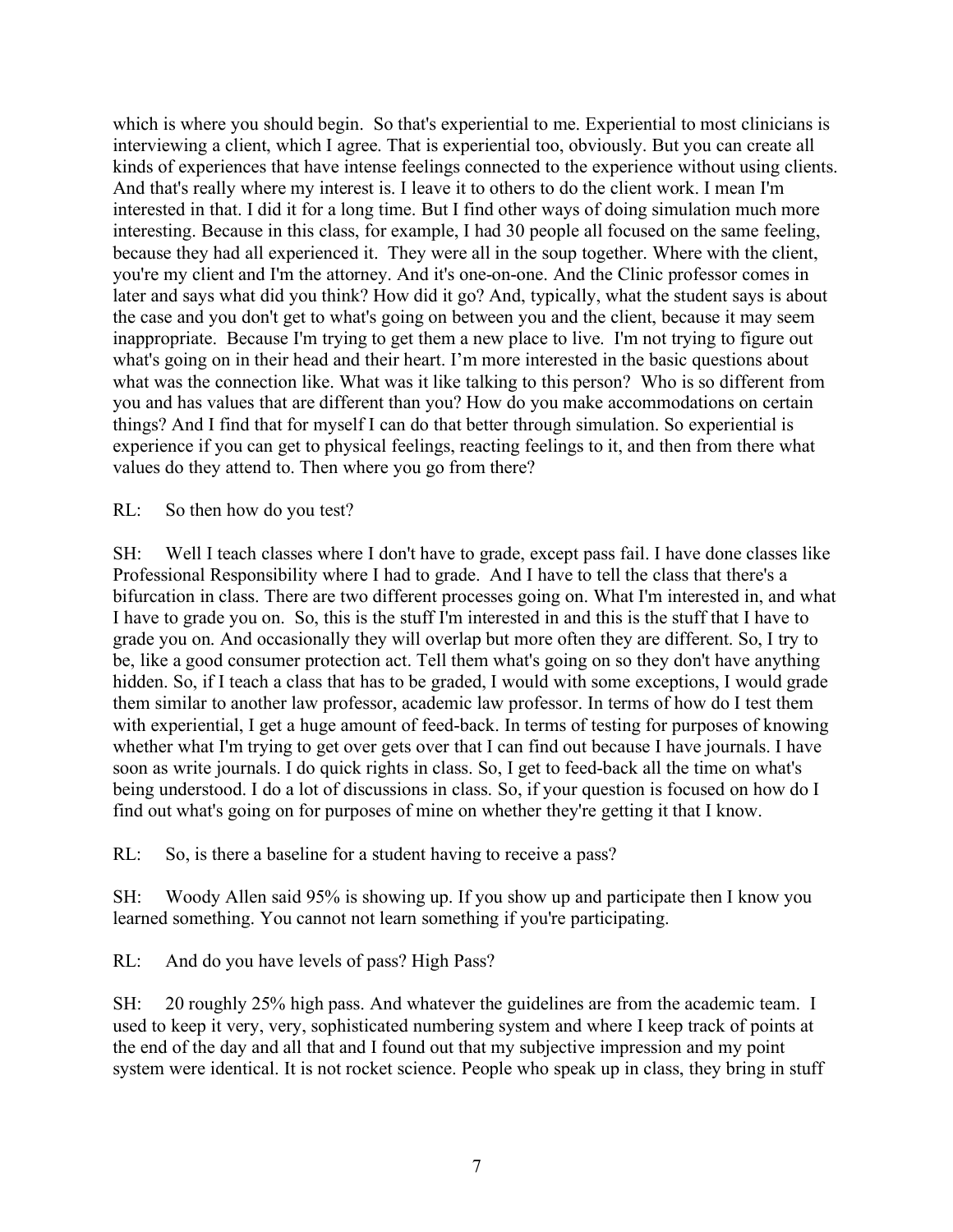which is where you should begin. So that's experiential to me. Experiential to most clinicians is interviewing a client, which I agree. That is experiential too, obviously. But you can create all kinds of experiences that have intense feelings connected to the experience without using clients. And that's really where my interest is. I leave it to others to do the client work. I mean I'm interested in that. I did it for a long time. But I find other ways of doing simulation much more interesting. Because in this class, for example, I had 30 people all focused on the same feeling, because they had all experienced it. They were all in the soup together. Where with the client, you're my client and I'm the attorney. And it's one-on-one. And the Clinic professor comes in later and says what did you think? How did it go? And, typically, what the student says is about the case and you don't get to what's going on between you and the client, because it may seem inappropriate. Because I'm trying to get them a new place to live. I'm not trying to figure out what's going on in their head and their heart. I'm more interested in the basic questions about what was the connection like. What was it like talking to this person? Who is so different from you and has values that are different than you? How do you make accommodations on certain things? And I find that for myself I can do that better through simulation. So experiential is experience if you can get to physical feelings, reacting feelings to it, and then from there what values do they attend to. Then where you go from there?

RL: So then how do you test?

SH: Well I teach classes where I don't have to grade, except pass fail. I have done classes like Professional Responsibility where I had to grade. And I have to tell the class that there's a bifurcation in class. There are two different processes going on. What I'm interested in, and what I have to grade you on. So, this is the stuff I'm interested in and this is the stuff that I have to grade you on. And occasionally they will overlap but more often they are different. So, I try to be, like a good consumer protection act. Tell them what's going on so they don't have anything hidden. So, if I teach a class that has to be graded, I would with some exceptions, I would grade them similar to another law professor, academic law professor. In terms of how do I test them with experiential, I get a huge amount of feed-back. In terms of testing for purposes of knowing whether what I'm trying to get over gets over that I can find out because I have journals. I have soon as write journals. I do quick rights in class. So, I get to feed-back all the time on what's being understood. I do a lot of discussions in class. So, if your question is focused on how do I find out what's going on for purposes of mine on whether they're getting it that I know.

RL: So, is there a baseline for a student having to receive a pass?

SH: Woody Allen said 95% is showing up. If you show up and participate then I know you learned something. You cannot not learn something if you're participating.

RL: And do you have levels of pass? High Pass?

SH: 20 roughly 25% high pass. And whatever the guidelines are from the academic team. I used to keep it very, very, sophisticated numbering system and where I keep track of points at the end of the day and all that and I found out that my subjective impression and my point system were identical. It is not rocket science. People who speak up in class, they bring in stuff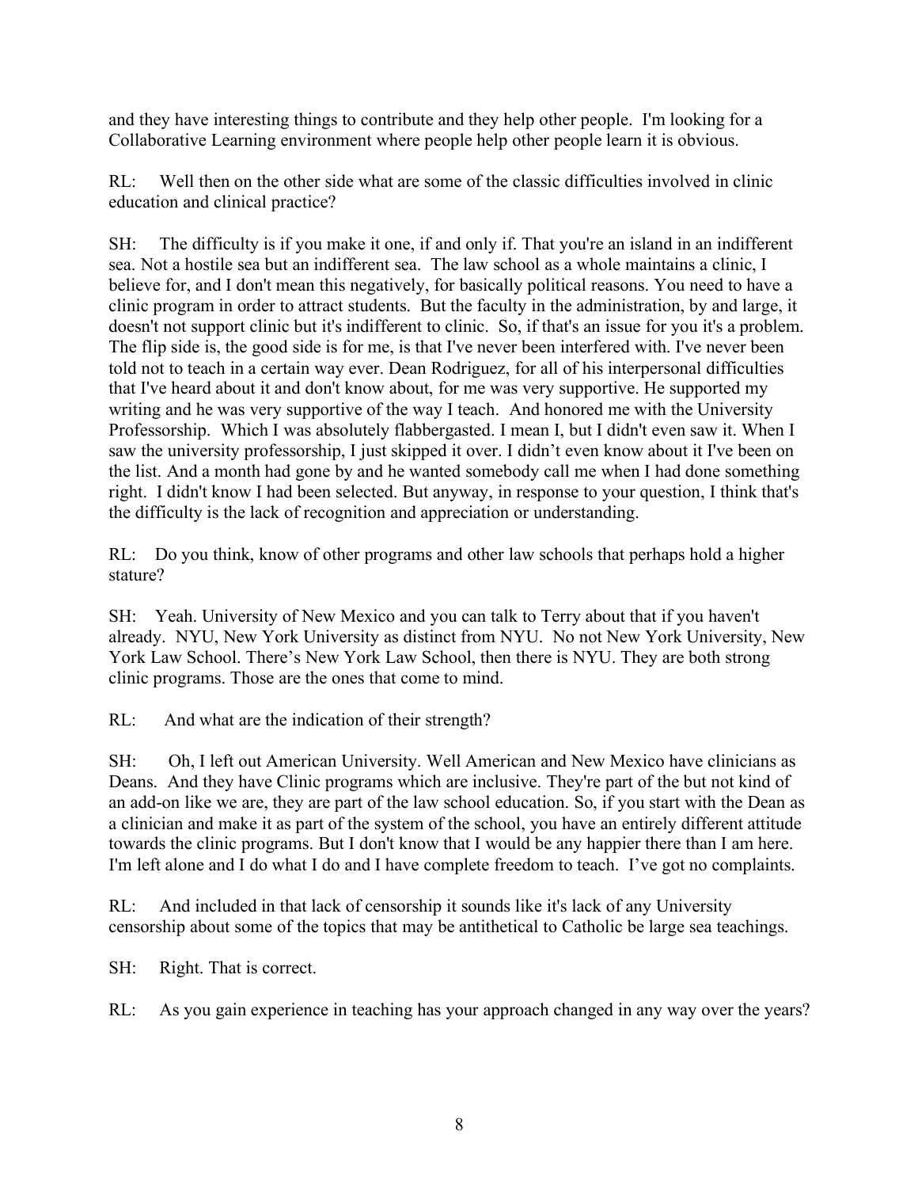and they have interesting things to contribute and they help other people. I'm looking for a Collaborative Learning environment where people help other people learn it is obvious.

RL: Well then on the other side what are some of the classic difficulties involved in clinic education and clinical practice?

SH: The difficulty is if you make it one, if and only if. That you're an island in an indifferent sea. Not a hostile sea but an indifferent sea. The law school as a whole maintains a clinic, I believe for, and I don't mean this negatively, for basically political reasons. You need to have a clinic program in order to attract students. But the faculty in the administration, by and large, it doesn't not support clinic but it's indifferent to clinic. So, if that's an issue for you it's a problem. The flip side is, the good side is for me, is that I've never been interfered with. I've never been told not to teach in a certain way ever. Dean Rodriguez, for all of his interpersonal difficulties that I've heard about it and don't know about, for me was very supportive. He supported my writing and he was very supportive of the way I teach. And honored me with the University Professorship. Which I was absolutely flabbergasted. I mean I, but I didn't even saw it. When I saw the university professorship, I just skipped it over. I didn't even know about it I've been on the list. And a month had gone by and he wanted somebody call me when I had done something right. I didn't know I had been selected. But anyway, in response to your question, I think that's the difficulty is the lack of recognition and appreciation or understanding.

RL: Do you think, know of other programs and other law schools that perhaps hold a higher stature?

SH: Yeah. University of New Mexico and you can talk to Terry about that if you haven't already. NYU, New York University as distinct from NYU. No not New York University, New York Law School. There's New York Law School, then there is NYU. They are both strong clinic programs. Those are the ones that come to mind.

RL: And what are the indication of their strength?

SH: Oh, I left out American University. Well American and New Mexico have clinicians as Deans. And they have Clinic programs which are inclusive. They're part of the but not kind of an add-on like we are, they are part of the law school education. So, if you start with the Dean as a clinician and make it as part of the system of the school, you have an entirely different attitude towards the clinic programs. But I don't know that I would be any happier there than I am here. I'm left alone and I do what I do and I have complete freedom to teach. I've got no complaints.

RL: And included in that lack of censorship it sounds like it's lack of any University censorship about some of the topics that may be antithetical to Catholic be large sea teachings.

SH: Right. That is correct.

RL: As you gain experience in teaching has your approach changed in any way over the years?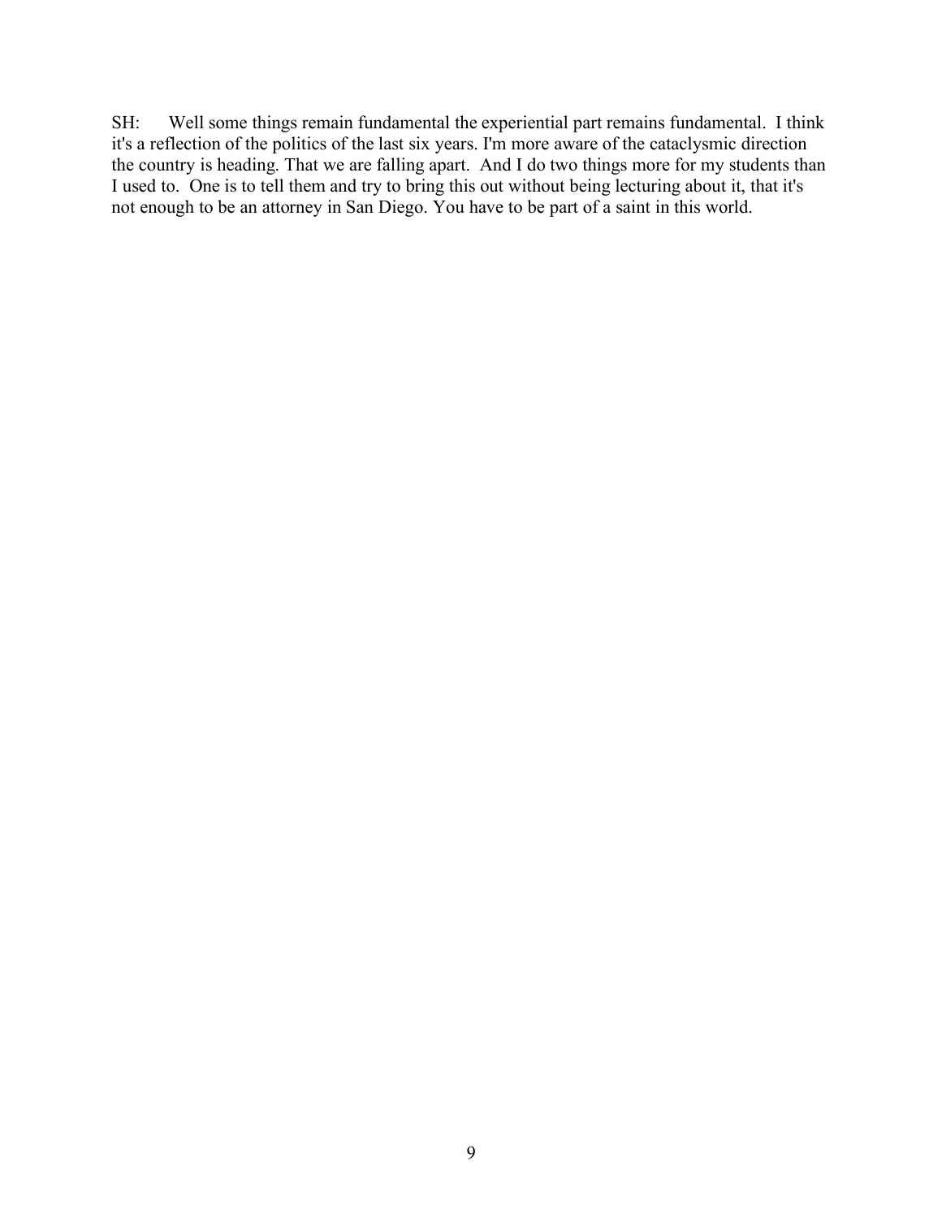SH: Well some things remain fundamental the experiential part remains fundamental. I think it's a reflection of the politics of the last six years. I'm more aware of the cataclysmic direction the country is heading. That we are falling apart. And I do two things more for my students than I used to. One is to tell them and try to bring this out without being lecturing about it, that it's not enough to be an attorney in San Diego. You have to be part of a saint in this world.